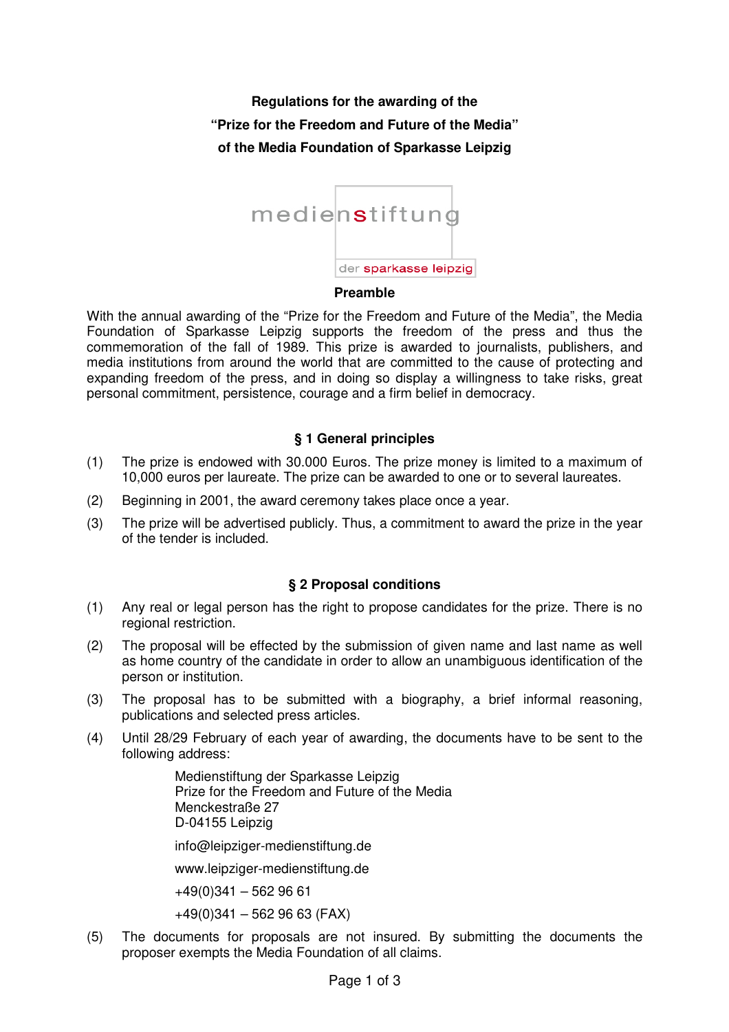**Regulations for the awarding of the**

**"Prize for the Freedom and Future of the Media"**

**of the Media Foundation of Sparkasse Leipzig**

medienstiftung

der sparkasse leipzig

## Preamble

With the annual awarding of the "Prize for the Freedom and Future of the Media", the Media Foundation of Sparkasse Leipzig supports the freedom of the press and thus the commemoration of the fall of 1989. This prize is awarded to journalists, publishers, and media institutions from around the world that are committed to the cause of protecting and expanding freedom of the press, and in doing so display a willingness to take risks, great personal commitment, persistence, courage and a firm belief in democracy.

## § 1 General principles

(1) The prize is endowed with 30.000 Euros. The prize money is limited to a maximum of 10,000 euros per laureate. The prize can be awarded to one or to several laureates.

(2) Beginning in 2001, the award ceremony takes place once a year.

(3) The prize will be advertised publicly. Thus, a commitment to award the prize in the year of the tender is included.

## § 2 Proposal conditions

(1) Any real or legal person has the right to propose candidates for the prize. There is no regional restriction.

(2) The proposal will be effected by the submission of given name and last name as well as home country of the candidate in order to allow an unambiguous identification of the person or institution.

(3) The proposal has to be submitted with a biography, a brief informal reasoning, publications and selected press articles.

(4) Until 28/29 February of each year of awarding, the documents have to be sent to the following address:

Medienstiftung der Sparkasse Leipzig
Prize for the Freedom and Future of the Media
Menckestraße 27
D-04155 Leipzig

info@leipziger-medienstiftung.de

www.leipziger-medienstiftung.de

+49(0)341 – 562 96 61

+49(0)341 – 562 96 63 (FAX)

(5) The documents for proposals are not insured. By submitting the documents the proposer exempts the Media Foundation of all claims.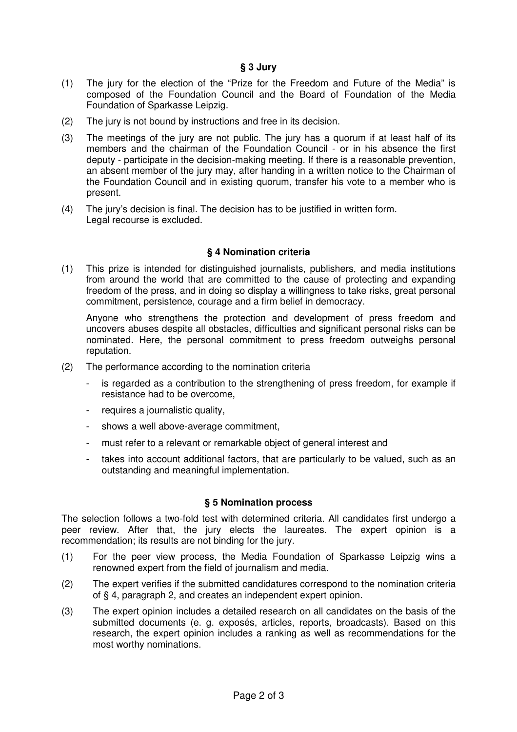## § 3 Jury

(1) The jury for the election of the "Prize for the Freedom and Future of the Media" is composed of the Foundation Council and the Board of Foundation of the Media Foundation of Sparkasse Leipzig.

(2) The jury is not bound by instructions and free in its decision.

(3) The meetings of the jury are not public. The jury has a quorum if at least half of its members and the chairman of the Foundation Council - or in his absence the first deputy - participate in the decision-making meeting. If there is a reasonable prevention, an absent member of the jury may, after handing in a written notice to the Chairman of the Foundation Council and in existing quorum, transfer his vote to a member who is present.

(4) The jury's decision is final. The decision has to be justified in written form.
Legal recourse is excluded.

## § 4 Nomination criteria

(1) This prize is intended for distinguished journalists, publishers, and media institutions from around the world that are committed to the cause of protecting and expanding freedom of the press, and in doing so display a willingness to take risks, great personal commitment, persistence, courage and a firm belief in democracy.

Anyone who strengthens the protection and development of press freedom and uncovers abuses despite all obstacles, difficulties and significant personal risks can be nominated. Here, the personal commitment to press freedom outweighs personal reputation.

(2) The performance according to the nomination criteria

- is regarded as a contribution to the strengthening of press freedom, for example if resistance had to be overcome,
- requires a journalistic quality,
- shows a well above-average commitment,
- must refer to a relevant or remarkable object of general interest and
- takes into account additional factors, that are particularly to be valued, such as an outstanding and meaningful implementation.

## § 5 Nomination process

The selection follows a two-fold test with determined criteria. All candidates first undergo a peer review. After that, the jury elects the laureates. The expert opinion is a recommendation; its results are not binding for the jury.

(1) For the peer view process, the Media Foundation of Sparkasse Leipzig wins a renowned expert from the field of journalism and media.

(2) The expert verifies if the submitted candidatures correspond to the nomination criteria of § 4, paragraph 2, and creates an independent expert opinion.

(3) The expert opinion includes a detailed research on all candidates on the basis of the submitted documents (e. g. exposés, articles, reports, broadcasts). Based on this research, the expert opinion includes a ranking as well as recommendations for the most worthy nominations.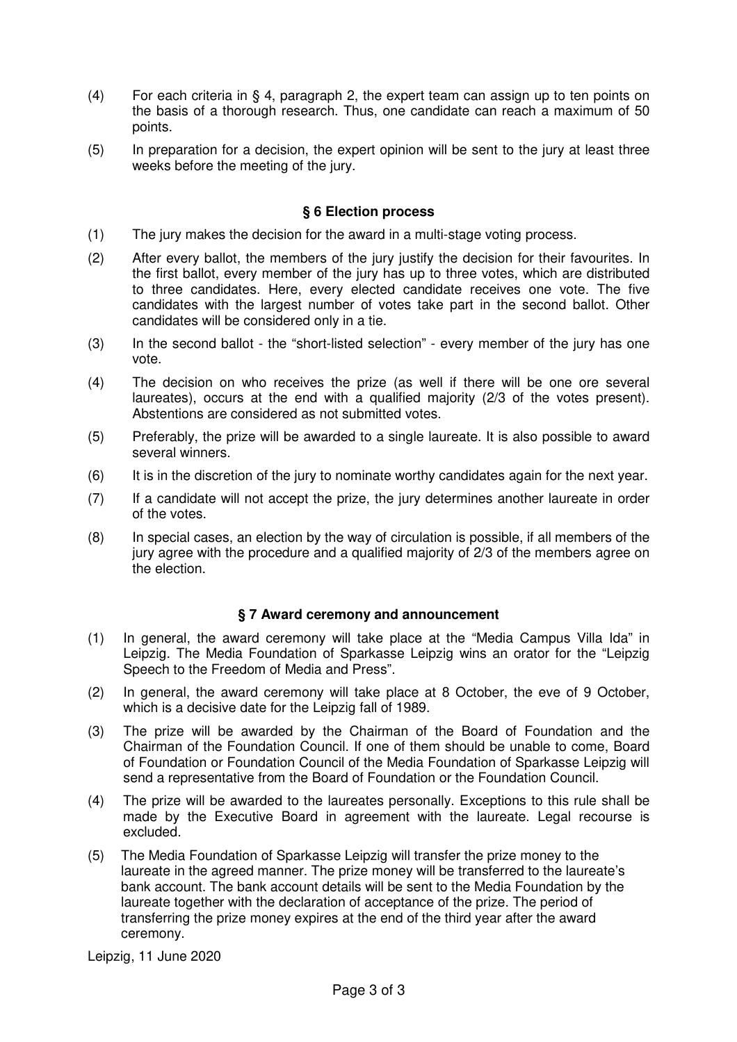(4) For each criteria in § 4, paragraph 2, the expert team can assign up to ten points on the basis of a thorough research. Thus, one candidate can reach a maximum of 50 points.

(5) In preparation for a decision, the expert opinion will be sent to the jury at least three weeks before the meeting of the jury.

### § 6 Election process

(1) The jury makes the decision for the award in a multi-stage voting process.

(2) After every ballot, the members of the jury justify the decision for their favourites. In the first ballot, every member of the jury has up to three votes, which are distributed to three candidates. Here, every elected candidate receives one vote. The five candidates with the largest number of votes take part in the second ballot. Other candidates will be considered only in a tie.

(3) In the second ballot - the "short-listed selection" - every member of the jury has one vote.

(4) The decision on who receives the prize (as well if there will be one ore several laureates), occurs at the end with a qualified majority (2/3 of the votes present). Abstentions are considered as not submitted votes.

(5) Preferably, the prize will be awarded to a single laureate. It is also possible to award several winners.

(6) It is in the discretion of the jury to nominate worthy candidates again for the next year.

(7) If a candidate will not accept the prize, the jury determines another laureate in order of the votes.

(8) In special cases, an election by the way of circulation is possible, if all members of the jury agree with the procedure and a qualified majority of 2/3 of the members agree on the election.

### § 7 Award ceremony and announcement

(1) In general, the award ceremony will take place at the "Media Campus Villa Ida" in Leipzig. The Media Foundation of Sparkasse Leipzig wins an orator for the "Leipzig Speech to the Freedom of Media and Press".

(2) In general, the award ceremony will take place at 8 October, the eve of 9 October, which is a decisive date for the Leipzig fall of 1989.

(3) The prize will be awarded by the Chairman of the Board of Foundation and the Chairman of the Foundation Council. If one of them should be unable to come, Board of Foundation or Foundation Council of the Media Foundation of Sparkasse Leipzig will send a representative from the Board of Foundation or the Foundation Council.

(4) The prize will be awarded to the laureates personally. Exceptions to this rule shall be made by the Executive Board in agreement with the laureate. Legal recourse is excluded.

(5) The Media Foundation of Sparkasse Leipzig will transfer the prize money to the laureate in the agreed manner. The prize money will be transferred to the laureate's bank account. The bank account details will be sent to the Media Foundation by the laureate together with the declaration of acceptance of the prize. The period of transferring the prize money expires at the end of the third year after the award ceremony.

Leipzig, 11 June 2020